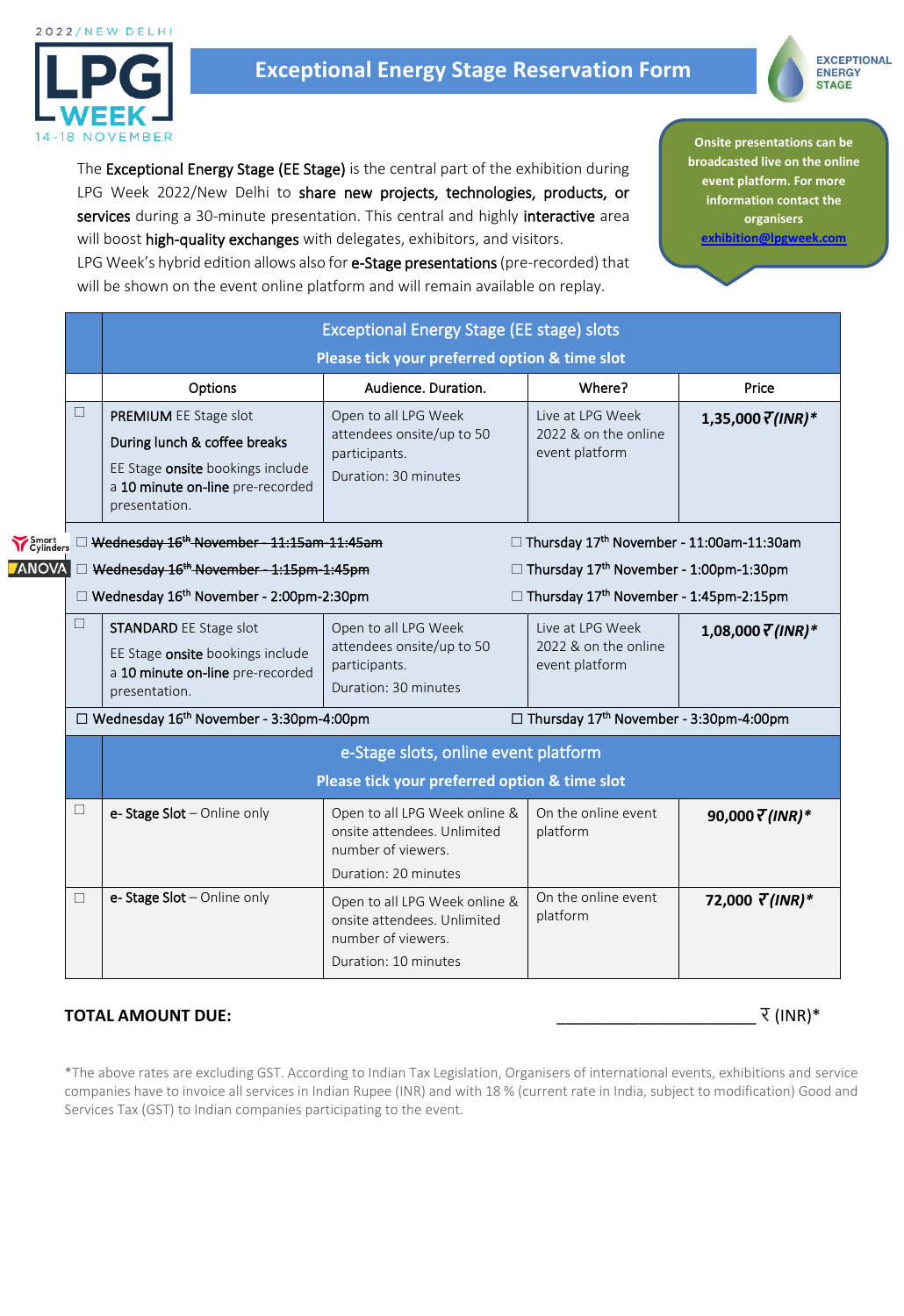2022/NEW DELHI LPG WEEK 14-18 NOVEMBER

# Exceptional Energy Stage Reservation Form

EXCEPTIONAL ENERGY STAGE

The **Exceptional Energy Stage (EE Stage)** is the central part of the exhibition during LPG Week 2022/New Delhi to **share new projects, technologies, products, or services** during a 30-minute presentation. This central and highly **interactive** area will boost **high-quality exchanges** with delegates, exhibitors, and visitors.
LPG Week's hybrid edition allows also for **e-Stage presentations** (pre-recorded) that will be shown on the event online platform and will remain available on replay.

**Onsite presentations can be broadcasted live on the online event platform. For more information contact the organisers [exhibition@lpgweek.com](mailto:exhibition@lpgweek.com)**

| | Exceptional Energy Stage (EE stage) slots **Please tick your preferred option & time slot** | | | |
|---|---|---|---|---|
| | Options | Audience. Duration. | Where? | Price |
| ☐ | **PREMIUM** EE Stage slot **During lunch & coffee breaks** EE Stage **onsite** bookings include a **10 minute on-line** pre-recorded presentation. | Open to all LPG Week attendees onsite/up to 50 participants. Duration: 30 minutes | Live at LPG Week 2022 & on the online event platform | **1,35,000 ₹ *(INR)**** |
| | ☐ ~~Wednesday 16th November - 11:15am-11:45am~~ (Smart Cylinders) | | ☐ Thursday 17th November - 11:00am-11:30am | |
| | ☐ ~~Wednesday 16th November - 1:15pm-1:45pm~~ (ANOVA) | | ☐ Thursday 17th November - 1:00pm-1:30pm | |
| | ☐ Wednesday 16th November - 2:00pm-2:30pm | | ☐ Thursday 17th November - 1:45pm-2:15pm | |
| ☐ | **STANDARD** EE Stage slot EE Stage **onsite** bookings include a **10 minute on-line** pre-recorded presentation. | Open to all LPG Week attendees onsite/up to 50 participants. Duration: 30 minutes | Live at LPG Week 2022 & on the online event platform | **1,08,000 ₹ *(INR)**** |
| | ☐ Wednesday 16th November - 3:30pm-4:00pm | | ☐ Thursday 17th November - 3:30pm-4:00pm | |
| | e-Stage slots, online event platform **Please tick your preferred option & time slot** | | | |
| ☐ | **e- Stage Slot** – Online only | Open to all LPG Week online & onsite attendees. Unlimited number of viewers. Duration: 20 minutes | On the online event platform | **90,000 ₹ *(INR)**** |
| ☐ | **e- Stage Slot** – Online only | Open to all LPG Week online & onsite attendees. Unlimited number of viewers. Duration: 10 minutes | On the online event platform | **72,000 ₹ *(INR)**** |

**TOTAL AMOUNT DUE:** ______________________ ₹ (INR)*

*The above rates are excluding GST. According to Indian Tax Legislation, Organisers of international events, exhibitions and service companies have to invoice all services in Indian Rupee (INR) and with 18 % (current rate in India, subject to modification) Good and Services Tax (GST) to Indian companies participating to the event.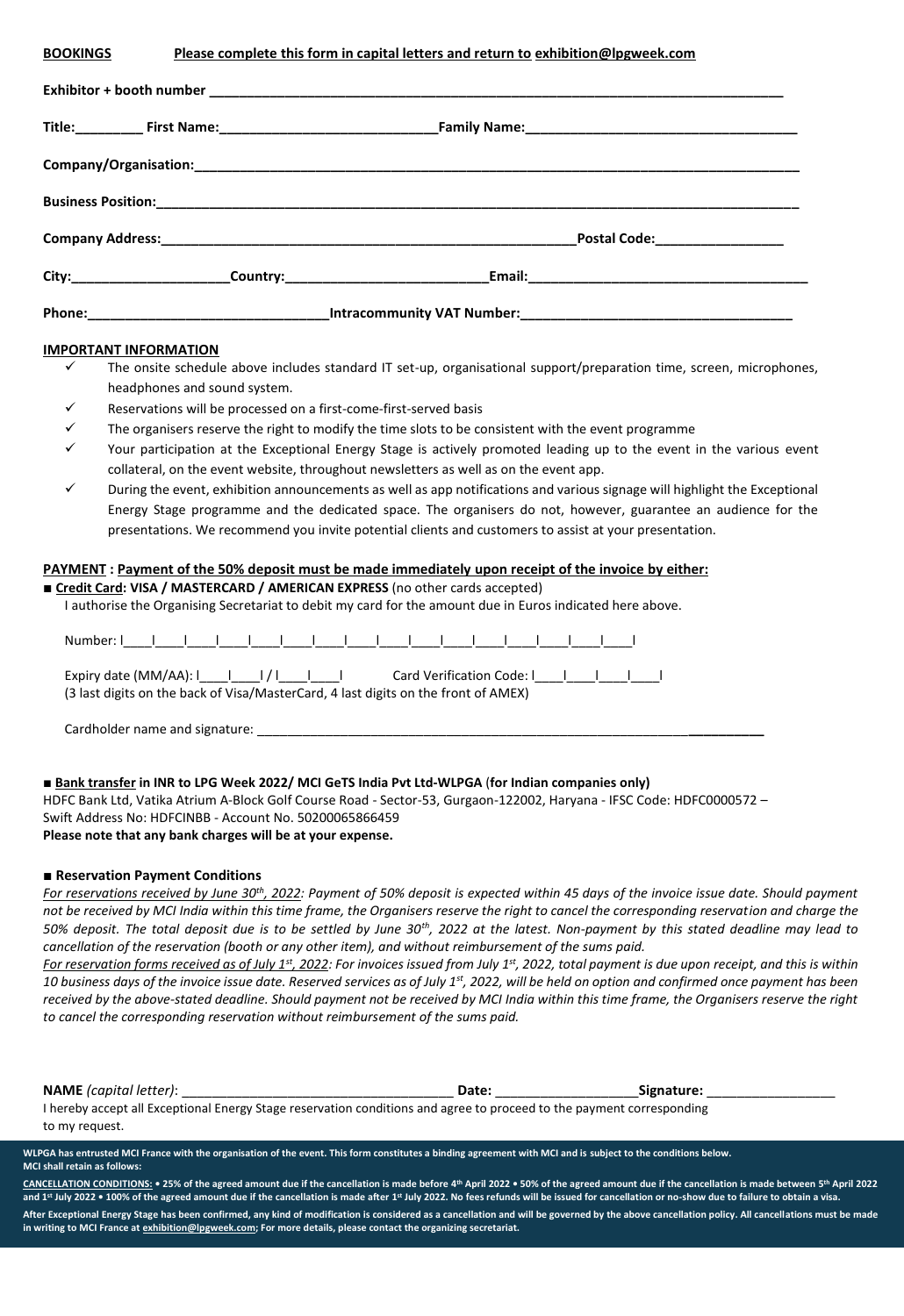**BOOKINGS** **Please complete this form in capital letters and return to exhibition@lpgweek.com**

**Exhibitor + booth number** ______________________________________________

**Title:**_________ **First Name:**____________________________ **Family Name:**___________________________________

**Company/Organisation:**______________________________________________

**Business Position:**______________________________________________

**Company Address:**_________________________________________________ **Postal Code:**_________________

**City:**_____________________ **Country:**__________________________ **Email:**_____________________________________

**Phone:**_______________________________ **Intracommunity VAT Number:**___________________________________

**IMPORTANT INFORMATION**

- ✓ The onsite schedule above includes standard IT set-up, organisational support/preparation time, screen, microphones, headphones and sound system.
- ✓ Reservations will be processed on a first-come-first-served basis
- ✓ The organisers reserve the right to modify the time slots to be consistent with the event programme
- ✓ Your participation at the Exceptional Energy Stage is actively promoted leading up to the event in the various event collateral, on the event website, throughout newsletters as well as on the event app.
- ✓ During the event, exhibition announcements as well as app notifications and various signage will highlight the Exceptional Energy Stage programme and the dedicated space. The organisers do not, however, guarantee an audience for the presentations. We recommend you invite potential clients and customers to assist at your presentation.

**PAYMENT : Payment of the 50% deposit must be made immediately upon receipt of the invoice by either:**

■ **Credit Card: VISA / MASTERCARD / AMERICAN EXPRESS** (no other cards accepted)

I authorise the Organising Secretariat to debit my card for the amount due in Euros indicated here above.

Number: I____I____I____I____I____I____I____I____I____I____I____I____I____I____I____I____I

Expiry date (MM/AA): I____I____I / I____I____I Card Verification Code: I____I____I____I____I

(3 last digits on the back of Visa/MasterCard, 4 last digits on the front of AMEX)

Cardholder name and signature: ______________________________________________

■ **Bank transfer in INR to LPG Week 2022/ MCI GeTS India Pvt Ltd-WLPGA** (**for Indian companies only)**

HDFC Bank Ltd, Vatika Atrium A-Block Golf Course Road - Sector-53, Gurgaon-122002, Haryana - IFSC Code: HDFC0000572 – Swift Address No: HDFCINBB - Account No. 50200065866459

**Please note that any bank charges will be at your expense.**

■ **Reservation Payment Conditions**

*For reservations received by June 30th, 2022: Payment of 50% deposit is expected within 45 days of the invoice issue date. Should payment not be received by MCI India within this time frame, the Organisers reserve the right to cancel the corresponding reservation and charge the 50% deposit. The total deposit due is to be settled by June 30th, 2022 at the latest. Non-payment by this stated deadline may lead to cancellation of the reservation (booth or any other item), and without reimbursement of the sums paid.*

*For reservation forms received as of July 1st, 2022: For invoices issued from July 1st, 2022, total payment is due upon receipt, and this is within 10 business days of the invoice issue date. Reserved services as of July 1st, 2022, will be held on option and confirmed once payment has been received by the above-stated deadline. Should payment not be received by MCI India within this time frame, the Organisers reserve the right to cancel the corresponding reservation without reimbursement of the sums paid.*

**NAME** *(capital letter)*: ___________________________________ **Date:** ___________________ **Signature:** _________________

I hereby accept all Exceptional Energy Stage reservation conditions and agree to proceed to the payment corresponding to my request.

**WLPGA has entrusted MCI France with the organisation of the event. This form constitutes a binding agreement with MCI and is subject to the conditions below. MCI shall retain as follows:**

**CANCELLATION CONDITIONS: • 25% of the agreed amount due if the cancellation is made before 4th April 2022 • 50% of the agreed amount due if the cancellation is made between 5th April 2022 and 1st July 2022 • 100% of the agreed amount due if the cancellation is made after 1st July 2022. No fees refunds will be issued for cancellation or no-show due to failure to obtain a visa.**

**After Exceptional Energy Stage has been confirmed, any kind of modification is considered as a cancellation and will be governed by the above cancellation policy. All cancellations must be made in writing to MCI France at exhibition@lpgweek.com; For more details, please contact the organizing secretariat.**